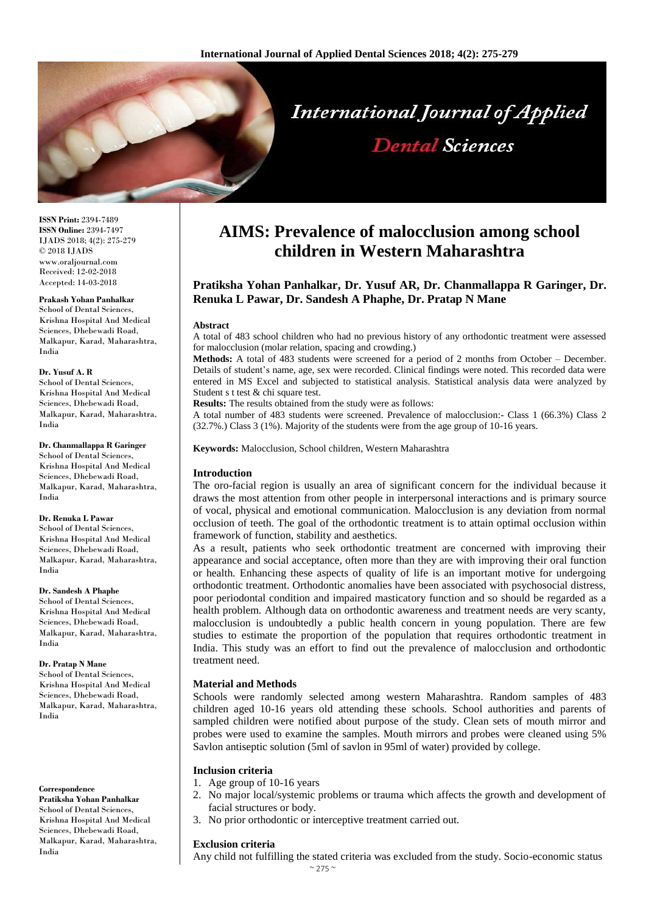**ISSN Print:** 2394-7489
**ISSN Online:** 2394-7497
IJADS 2018; 4(2): 275-279
© 2018 IJADS
www.oraljournal.com
Received: 12-02-2018
Accepted: 14-03-2018

**Prakash Yohan Panhalkar**
School of Dental Sciences, Krishna Hospital And Medical Sciences, Dhebewadi Road, Malkapur, Karad, Maharashtra, India

**Dr. Yusuf A. R**
School of Dental Sciences, Krishna Hospital And Medical Sciences, Dhebewadi Road, Malkapur, Karad, Maharashtra, India

**Dr. Chanmallappa R Garinger**
School of Dental Sciences, Krishna Hospital And Medical Sciences, Dhebewadi Road, Malkapur, Karad, Maharashtra, India

**Dr. Renuka L Pawar**
School of Dental Sciences, Krishna Hospital And Medical Sciences, Dhebewadi Road, Malkapur, Karad, Maharashtra, India

**Dr. Sandesh A Phaphe**
School of Dental Sciences, Krishna Hospital And Medical Sciences, Dhebewadi Road, Malkapur, Karad, Maharashtra, India

**Dr. Pratap N Mane**
School of Dental Sciences, Krishna Hospital And Medical Sciences, Dhebewadi Road, Malkapur, Karad, Maharashtra, India

**Correspondence**
**Pratiksha Yohan Panhalkar**
School of Dental Sciences, Krishna Hospital And Medical Sciences, Dhebewadi Road, Malkapur, Karad, Maharashtra, India

# AIMS: Prevalence of malocclusion among school children in Western Maharashtra

**Pratiksha Yohan Panhalkar, Dr. Yusuf AR, Dr. Chanmallappa R Garinger, Dr. Renuka L Pawar, Dr. Sandesh A Phaphe, Dr. Pratap N Mane**

## Abstract

A total of 483 school children who had no previous history of any orthodontic treatment were assessed for malocclusion (molar relation, spacing and crowding.)

**Methods:** A total of 483 students were screened for a period of 2 months from October – December. Details of student's name, age, sex were recorded. Clinical findings were noted. This recorded data were entered in MS Excel and subjected to statistical analysis. Statistical analysis data were analyzed by Student s t test & chi square test.

**Results:** The results obtained from the study were as follows:

A total number of 483 students were screened. Prevalence of malocclusion:- Class 1 (66.3%) Class 2 (32.7%.) Class 3 (1%). Majority of the students were from the age group of 10-16 years.

**Keywords:** Malocclusion, School children, Western Maharashtra

## Introduction

The oro-facial region is usually an area of significant concern for the individual because it draws the most attention from other people in interpersonal interactions and is primary source of vocal, physical and emotional communication. Malocclusion is any deviation from normal occlusion of teeth. The goal of the orthodontic treatment is to attain optimal occlusion within framework of function, stability and aesthetics.

As a result, patients who seek orthodontic treatment are concerned with improving their appearance and social acceptance, often more than they are with improving their oral function or health. Enhancing these aspects of quality of life is an important motive for undergoing orthodontic treatment. Orthodontic anomalies have been associated with psychosocial distress, poor periodontal condition and impaired masticatory function and so should be regarded as a health problem. Although data on orthodontic awareness and treatment needs are very scanty, malocclusion is undoubtedly a public health concern in young population. There are few studies to estimate the proportion of the population that requires orthodontic treatment in India. This study was an effort to find out the prevalence of malocclusion and orthodontic treatment need.

## Material and Methods

Schools were randomly selected among western Maharashtra. Random samples of 483 children aged 10-16 years old attending these schools. School authorities and parents of sampled children were notified about purpose of the study. Clean sets of mouth mirror and probes were used to examine the samples. Mouth mirrors and probes were cleaned using 5% Savlon antiseptic solution (5ml of savlon in 95ml of water) provided by college.

### Inclusion criteria

1. Age group of 10-16 years
2. No major local/systemic problems or trauma which affects the growth and development of facial structures or body.
3. No prior orthodontic or interceptive treatment carried out.

### Exclusion criteria

Any child not fulfilling the stated criteria was excluded from the study. Socio-economic status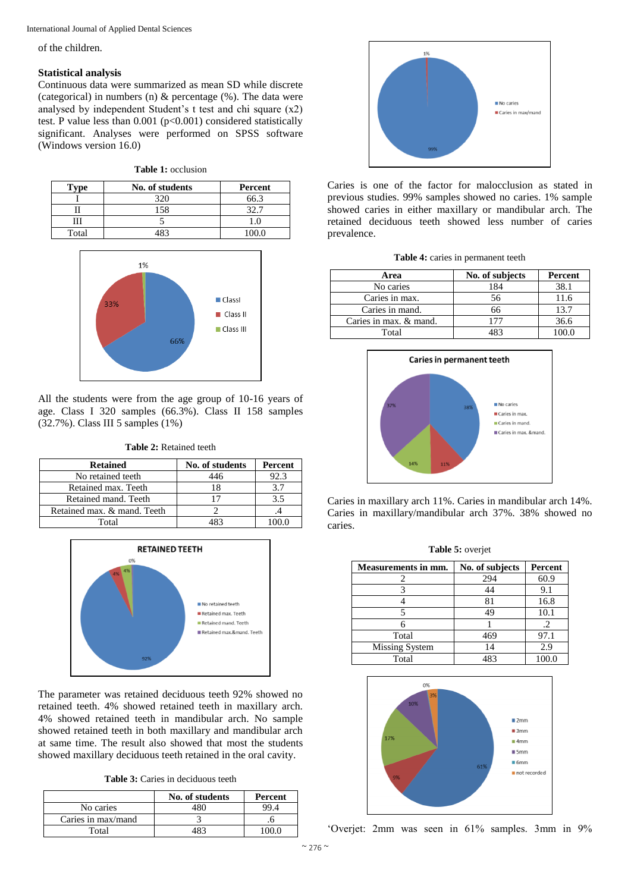of the children.

### Statistical analysis

Continuous data were summarized as mean SD while discrete (categorical) in numbers (n) & percentage (%). The data were analysed by independent Student's t test and chi square (x2) test. P value less than 0.001 ($p<0.001$) considered statistically significant. Analyses were performed on SPSS software (Windows version 16.0)

**Table 1:** occlusion

| Type | No. of students | Percent |
|---|---|---|
| I | 320 | 66.3 |
| II | 158 | 32.7 |
| III | 5 | 1.0 |
| Total | 483 | 100.0 |

1%
33%
66%
ClassI
Class II
Class III

All the students were from the age group of 10-16 years of age. Class I 320 samples (66.3%). Class II 158 samples (32.7%). Class III 5 samples (1%)

**Table 2:** Retained teeth

| Retained | No. of students | Percent |
|---|---|---|
| No retained teeth | 446 | 92.3 |
| Retained max. Teeth | 18 | 3.7 |
| Retained mand. Teeth | 17 | 3.5 |
| Retained max. & mand. Teeth | 2 | .4 |
| Total | 483 | 100.0 |

RETAINED TEETH
0%
4%
4%
92%
No retained teeth
Retained max. Teeth
Retained mand. Teeth
Retained max.&mand. Teeth

The parameter was retained deciduous teeth 92% showed no retained teeth. 4% showed retained teeth in maxillary arch. 4% showed retained teeth in mandibular arch. No sample showed retained teeth in both maxillary and mandibular arch at same time. The result also showed that most the students showed maxillary deciduous teeth retained in the oral cavity.

**Table 3:** Caries in deciduous teeth

| | No. of students | Percent |
|---|---|---|
| No caries | 480 | 99.4 |
| Caries in max/mand | 3 | .6 |
| Total | 483 | 100.0 |

1%
99%
No caries
Caries in max/mand

Caries is one of the factor for malocclusion as stated in previous studies. 99% samples showed no caries. 1% sample showed caries in either maxillary or mandibular arch. The retained deciduous teeth showed less number of caries prevalence.

**Table 4:** caries in permanent teeth

| Area | No. of subjects | Percent |
|---|---|---|
| No caries | 184 | 38.1 |
| Caries in max. | 56 | 11.6 |
| Caries in mand. | 66 | 13.7 |
| Caries in max. & mand. | 177 | 36.6 |
| Total | 483 | 100.0 |

Caries in permanent teeth
37%
38%
14%
11%
No caries
Caries in max.
Caries in mand.
Caries in max. &mand.

Caries in maxillary arch 11%. Caries in mandibular arch 14%. Caries in maxillary/mandibular arch 37%. 38% showed no caries.

**Table 5:** overjet

| Measurements in mm. | No. of subjects | Percent |
|---|---|---|
| 2 | 294 | 60.9 |
| 3 | 44 | 9.1 |
| 4 | 81 | 16.8 |
| 5 | 49 | 10.1 |
| 6 | 1 | .2 |
| Total | 469 | 97.1 |
| Missing System | 14 | 2.9 |
| Total | 483 | 100.0 |

0%
3%
10%
17%
9%
61%
2mm
3mm
4mm
5mm
6mm
not recorded

'Overjet: 2mm was seen in 61% samples. 3mm in 9%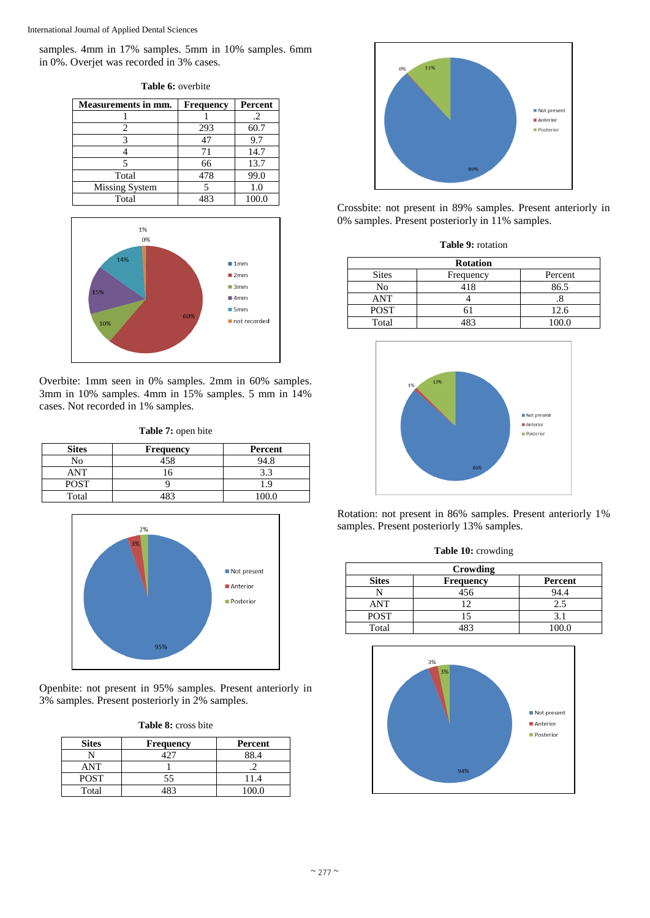samples. 4mm in 17% samples. 5mm in 10% samples. 6mm in 0%. Overjet was recorded in 3% cases.

**Table 6:** overbite

| Measurements in mm. | Frequency | Percent |
|---|---|---|
| 1 | 1 | .2 |
| 2 | 293 | 60.7 |
| 3 | 47 | 9.7 |
| 4 | 71 | 14.7 |
| 5 | 66 | 13.7 |
| Total | 478 | 99.0 |
| Missing System | 5 | 1.0 |
| Total | 483 | 100.0 |

1%
0%
14%
15%
10%
60%
1mm
2mm
3mm
4mm
5mm
not recorded

Overbite: 1mm seen in 0% samples. 2mm in 60% samples. 3mm in 10% samples. 4mm in 15% samples. 5 mm in 14% cases. Not recorded in 1% samples.

**Table 7:** open bite

| Sites | Frequency | Percent |
|---|---|---|
| No | 458 | 94.8 |
| ANT | 16 | 3.3 |
| POST | 9 | 1.9 |
| Total | 483 | 100.0 |

2%
3%
95%
Not present
Anterior
Posterior

Openbite: not present in 95% samples. Present anteriorly in 3% samples. Present posteriorly in 2% samples.

**Table 8:** cross bite

| Sites | Frequency | Percent |
|---|---|---|
| N | 427 | 88.4 |
| ANT | 1 | .2 |
| POST | 55 | 11.4 |
| Total | 483 | 100.0 |

0%
11%
89%
Not present
Anterior
Posterior

Crossbite: not present in 89% samples. Present anteriorly in 0% samples. Present posteriorly in 11% samples.

**Table 9:** rotation

| Rotation | | |
|---|---|---|
| Sites | Frequency | Percent |
| No | 418 | 86.5 |
| ANT | 4 | .8 |
| POST | 61 | 12.6 |
| Total | 483 | 100.0 |

1%
13%
86%
Not present
Anterior
Posterior

Rotation: not present in 86% samples. Present anteriorly 1% samples. Present posteriorly 13% samples.

**Table 10:** crowding

| Crowding | | |
|---|---|---|
| Sites | Frequency | Percent |
| N | 456 | 94.4 |
| ANT | 12 | 2.5 |
| POST | 15 | 3.1 |
| Total | 483 | 100.0 |

3%
3%
94%
Not present
Anterior
Posterior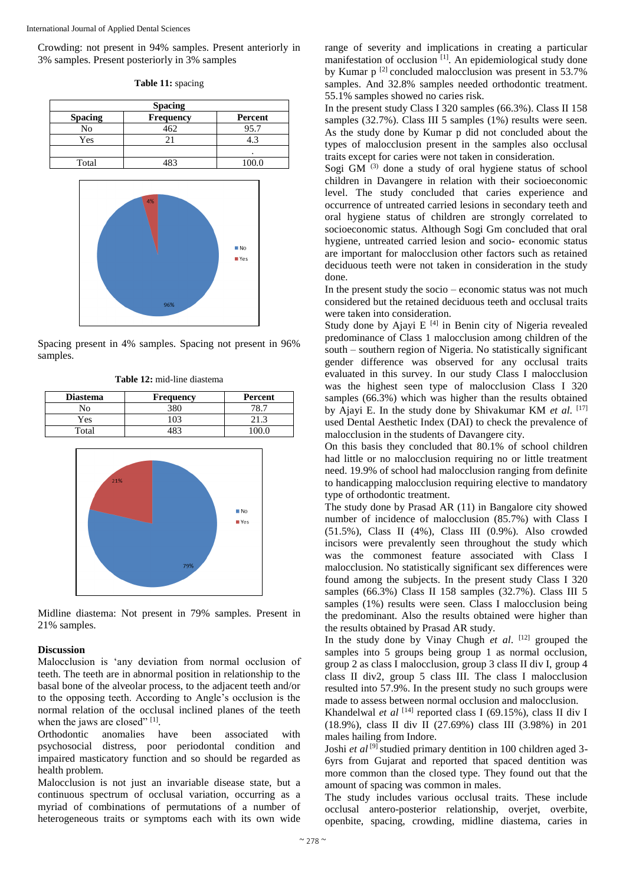Crowding: not present in 94% samples. Present anteriorly in 3% samples. Present posteriorly in 3% samples

**Table 11:** spacing

| Spacing | | |
|---|---|---|
| **Spacing** | **Frequency** | **Percent** |
| No | 462 | 95.7 |
| Yes | 21 | 4.3 |
| | | . |
| Total | 483 | 100.0 |

4%
96%
No
Yes

Spacing present in 4% samples. Spacing not present in 96% samples.

**Table 12:** mid-line diastema

| Diastema | Frequency | Percent |
|---|---|---|
| No | 380 | 78.7 |
| Yes | 103 | 21.3 |
| Total | 483 | 100.0 |

21%
79%
No
Yes

Midline diastema: Not present in 79% samples. Present in 21% samples.

## Discussion

Malocclusion is 'any deviation from normal occlusion of teeth. The teeth are in abnormal position in relationship to the basal bone of the alveolar process, to the adjacent teeth and/or to the opposing teeth. According to Angle's occlusion is the normal relation of the occlusal inclined planes of the teeth when the jaws are closed" [1].

Orthodontic anomalies have been associated with psychosocial distress, poor periodontal condition and impaired masticatory function and so should be regarded as health problem.

Malocclusion is not just an invariable disease state, but a continuous spectrum of occlusal variation, occurring as a myriad of combinations of permutations of a number of heterogeneous traits or symptoms each with its own wide range of severity and implications in creating a particular manifestation of occlusion [1]. An epidemiological study done by Kumar p [2] concluded malocclusion was present in 53.7% samples. And 32.8% samples needed orthodontic treatment. 55.1% samples showed no caries risk.

In the present study Class I 320 samples (66.3%). Class II 158 samples (32.7%). Class III 5 samples (1%) results were seen. As the study done by Kumar p did not concluded about the types of malocclusion present in the samples also occlusal traits except for caries were not taken in consideration.

Sogi GM (3) done a study of oral hygiene status of school children in Davangere in relation with their socioeconomic level. The study concluded that caries experience and occurrence of untreated carried lesions in secondary teeth and oral hygiene status of children are strongly correlated to socioeconomic status. Although Sogi Gm concluded that oral hygiene, untreated carried lesion and socio- economic status are important for malocclusion other factors such as retained deciduous teeth were not taken in consideration in the study done.

In the present study the socio – economic status was not much considered but the retained deciduous teeth and occlusal traits were taken into consideration.

Study done by Ajayi E [4] in Benin city of Nigeria revealed predominance of Class 1 malocclusion among children of the south – southern region of Nigeria. No statistically significant gender difference was observed for any occlusal traits evaluated in this survey. In our study Class I malocclusion was the highest seen type of malocclusion Class I 320 samples (66.3%) which was higher than the results obtained by Ajayi E. In the study done by Shivakumar KM *et al.* [17] used Dental Aesthetic Index (DAI) to check the prevalence of malocclusion in the students of Davangere city.

On this basis they concluded that 80.1% of school children had little or no malocclusion requiring no or little treatment need. 19.9% of school had malocclusion ranging from definite to handicapping malocclusion requiring elective to mandatory type of orthodontic treatment.

The study done by Prasad AR (11) in Bangalore city showed number of incidence of malocclusion (85.7%) with Class I (51.5%), Class II (4%), Class III (0.9%). Also crowded incisors were prevalently seen throughout the study which was the commonest feature associated with Class I malocclusion. No statistically significant sex differences were found among the subjects. In the present study Class I 320 samples (66.3%) Class II 158 samples (32.7%). Class III 5 samples (1%) results were seen. Class I malocclusion being the predominant. Also the results obtained were higher than the results obtained by Prasad AR study.

In the study done by Vinay Chugh *et al.* [12] grouped the samples into 5 groups being group 1 as normal occlusion, group 2 as class I malocclusion, group 3 class II div I, group 4 class II div2, group 5 class III. The class I malocclusion resulted into 57.9%. In the present study no such groups were made to assess between normal occlusion and malocclusion.

Khandelwal *et al* [14] reported class I (69.15%), class II div I (18.9%), class II div II (27.69%) class III (3.98%) in 201 males hailing from Indore.

Joshi *et al* [9] studied primary dentition in 100 children aged 3-6yrs from Gujarat and reported that spaced dentition was more common than the closed type. They found out that the amount of spacing was common in males.

The study includes various occlusal traits. These include occlusal antero-posterior relationship, overjet, overbite, openbite, spacing, crowding, midline diastema, caries in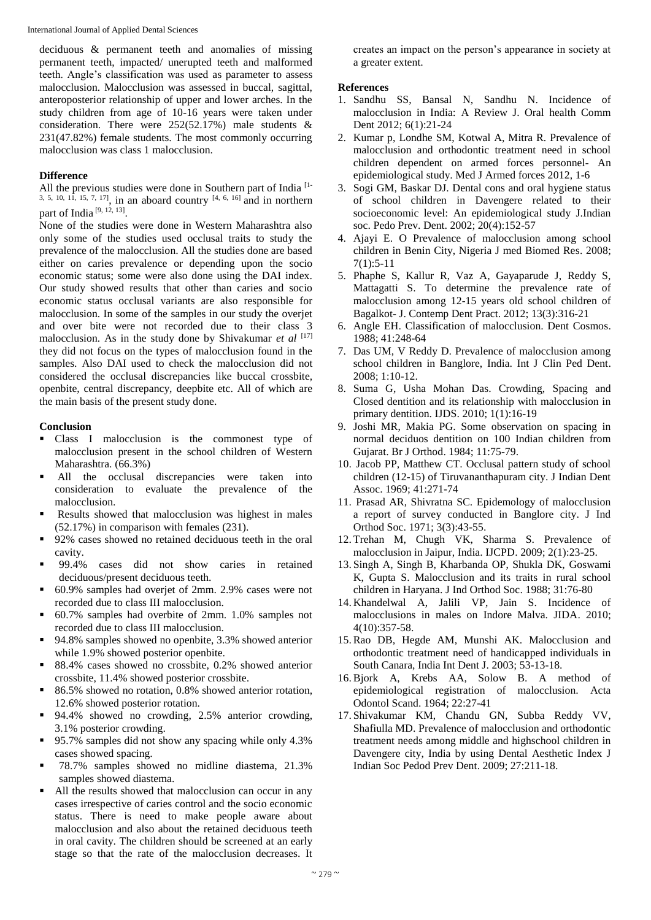deciduous & permanent teeth and anomalies of missing permanent teeth, impacted/ unerupted teeth and malformed teeth. Angle's classification was used as parameter to assess malocclusion. Malocclusion was assessed in buccal, sagittal, anteroposterior relationship of upper and lower arches. In the study children from age of 10-16 years were taken under consideration. There were 252(52.17%) male students & 231(47.82%) female students. The most commonly occurring malocclusion was class 1 malocclusion.

### Difference

All the previous studies were done in Southern part of India [1-3, 5, 10, 11, 15, 7, 17], in an aboard country [4, 6, 16] and in northern part of India [9, 12, 13].

None of the studies were done in Western Maharashtra also only some of the studies used occlusal traits to study the prevalence of the malocclusion. All the studies done are based either on caries prevalence or depending upon the socio economic status; some were also done using the DAI index. Our study showed results that other than caries and socio economic status occlusal variants are also responsible for malocclusion. In some of the samples in our study the overjet and over bite were not recorded due to their class 3 malocclusion. As in the study done by Shivakumar *et al* [17] they did not focus on the types of malocclusion found in the samples. Also DAI used to check the malocclusion did not considered the occlusal discrepancies like buccal crossbite, openbite, central discrepancy, deepbite etc. All of which are the main basis of the present study done.

### Conclusion

- Class I malocclusion is the commonest type of malocclusion present in the school children of Western Maharashtra. (66.3%)
- All the occlusal discrepancies were taken into consideration to evaluate the prevalence of the malocclusion.
- Results showed that malocclusion was highest in males (52.17%) in comparison with females (231).
- 92% cases showed no retained deciduous teeth in the oral cavity.
- 99.4% cases did not show caries in retained deciduous/present deciduous teeth.
- 60.9% samples had overjet of 2mm. 2.9% cases were not recorded due to class III malocclusion.
- 60.7% samples had overbite of 2mm. 1.0% samples not recorded due to class III malocclusion.
- 94.8% samples showed no openbite, 3.3% showed anterior while 1.9% showed posterior openbite.
- 88.4% cases showed no crossbite, 0.2% showed anterior crossbite, 11.4% showed posterior crossbite.
- 86.5% showed no rotation, 0.8% showed anterior rotation, 12.6% showed posterior rotation.
- 94.4% showed no crowding, 2.5% anterior crowding, 3.1% posterior crowding.
- 95.7% samples did not show any spacing while only 4.3% cases showed spacing.
- 78.7% samples showed no midline diastema, 21.3% samples showed diastema.
- All the results showed that malocclusion can occur in any cases irrespective of caries control and the socio economic status. There is need to make people aware about malocclusion and also about the retained deciduous teeth in oral cavity. The children should be screened at an early stage so that the rate of the malocclusion decreases. It creates an impact on the person's appearance in society at a greater extent.

### References

1. Sandhu SS, Bansal N, Sandhu N. Incidence of malocclusion in India: A Review J. Oral health Comm Dent 2012; 6(1):21-24
2. Kumar p, Londhe SM, Kotwal A, Mitra R. Prevalence of malocclusion and orthodontic treatment need in school children dependent on armed forces personnel- An epidemiological study. Med J Armed forces 2012, 1-6
3. Sogi GM, Baskar DJ. Dental cons and oral hygiene status of school children in Davengere related to their socioeconomic level: An epidemiological study J.Indian soc. Pedo Prev. Dent. 2002; 20(4):152-57
4. Ajayi E. O Prevalence of malocclusion among school children in Benin City, Nigeria J med Biomed Res. 2008; 7(1):5-11
5. Phaphe S, Kallur R, Vaz A, Gayaparude J, Reddy S, Mattagatti S. To determine the prevalence rate of malocclusion among 12-15 years old school children of Bagalkot- J. Contemp Dent Pract. 2012; 13(3):316-21
6. Angle EH. Classification of malocclusion. Dent Cosmos. 1988; 41:248-64
7. Das UM, V Reddy D. Prevalence of malocclusion among school children in Banglore, India. Int J Clin Ped Dent. 2008; 1:10-12.
8. Suma G, Usha Mohan Das. Crowding, Spacing and Closed dentition and its relationship with malocclusion in primary dentition. IJDS. 2010; 1(1):16-19
9. Joshi MR, Makia PG. Some observation on spacing in normal deciduos dentition on 100 Indian children from Gujarat. Br J Orthod. 1984; 11:75-79.
10. Jacob PP, Matthew CT. Occlusal pattern study of school children (12-15) of Tiruvananthapuram city. J Indian Dent Assoc. 1969; 41:271-74
11. Prasad AR, Shivratna SC. Epidemology of malocclusion a report of survey conducted in Banglore city. J Ind Orthod Soc. 1971; 3(3):43-55.
12. Trehan M, Chugh VK, Sharma S. Prevalence of malocclusion in Jaipur, India. IJCPD. 2009; 2(1):23-25.
13. Singh A, Singh B, Kharbanda OP, Shukla DK, Goswami K, Gupta S. Malocclusion and its traits in rural school children in Haryana. J Ind Orthod Soc. 1988; 31:76-80
14. Khandelwal A, Jalili VP, Jain S. Incidence of malocclusions in males on Indore Malva. JIDA. 2010; 4(10):357-58.
15. Rao DB, Hegde AM, Munshi AK. Malocclusion and orthodontic treatment need of handicapped individuals in South Canara, India Int Dent J. 2003; 53-13-18.
16. Bjork A, Krebs AA, Solow B. A method of epidemiological registration of malocclusion. Acta Odontol Scand. 1964; 22:27-41
17. Shivakumar KM, Chandu GN, Subba Reddy VV, Shafiulla MD. Prevalence of malocclusion and orthodontic treatment needs among middle and highschool children in Davengere city, India by using Dental Aesthetic Index J Indian Soc Pedod Prev Dent. 2009; 27:211-18.